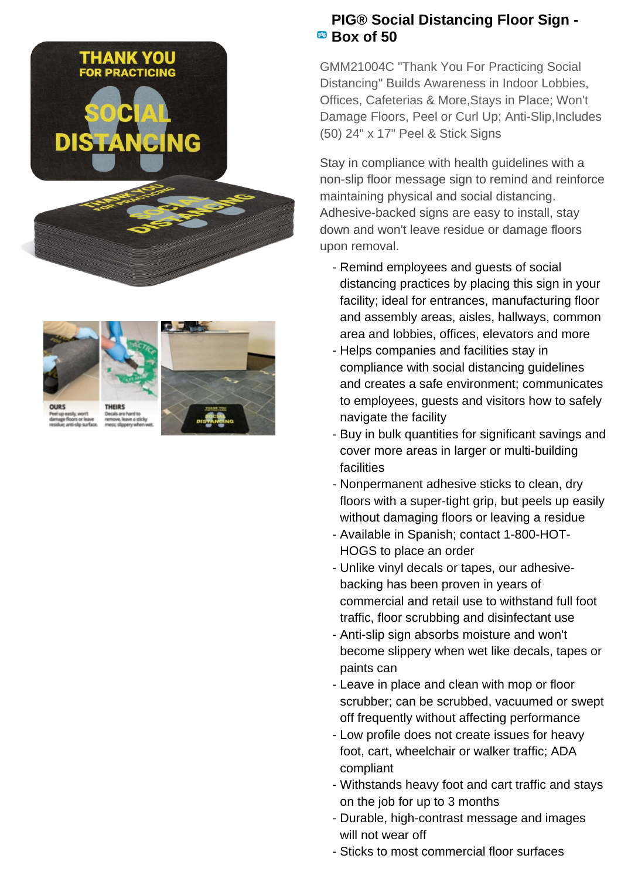# PIG® Social Distancing Floor Sign - Box of 50

GMM21004C "Thank You For Practicing Social Distancing" Builds Awareness in Indoor Lobbies, Offices, Cafeterias & More,Stays in Place; Won't Damage Floors, Peel or Curl Up; Anti-Slip,Includes (50) 24" x 17" Peel & Stick Signs

Stay in compliance with health guidelines with a non-slip floor message sign to remind and reinforce maintaining physical and social distancing. Adhesive-backed signs are easy to install, stay down and won't leave residue or damage floors upon removal.

- Remind employees and guests of social distancing practices by placing this sign in your facility; ideal for entrances, manufacturing floor and assembly areas, aisles, hallways, common area and lobbies, offices, elevators and more
- Helps companies and facilities stay in compliance with social distancing guidelines and creates a safe environment; communicates to employees, guests and visitors how to safely navigate the facility
- Buy in bulk quantities for significant savings and cover more areas in larger or multi-building facilities
- Nonpermanent adhesive sticks to clean, dry floors with a super-tight grip, but peels up easily without damaging floors or leaving a residue
- Available in Spanish; contact 1-800-HOT-HOGS to place an order
- Unlike vinyl decals or tapes, our adhesive-backing has been proven in years of commercial and retail use to withstand full foot traffic, floor scrubbing and disinfectant use
- Anti-slip sign absorbs moisture and won't become slippery when wet like decals, tapes or paints can
- Leave in place and clean with mop or floor scrubber; can be scrubbed, vacuumed or swept off frequently without affecting performance
- Low profile does not create issues for heavy foot, cart, wheelchair or walker traffic; ADA compliant
- Withstands heavy foot and cart traffic and stays on the job for up to 3 months
- Durable, high-contrast message and images will not wear off
- Sticks to most commercial floor surfaces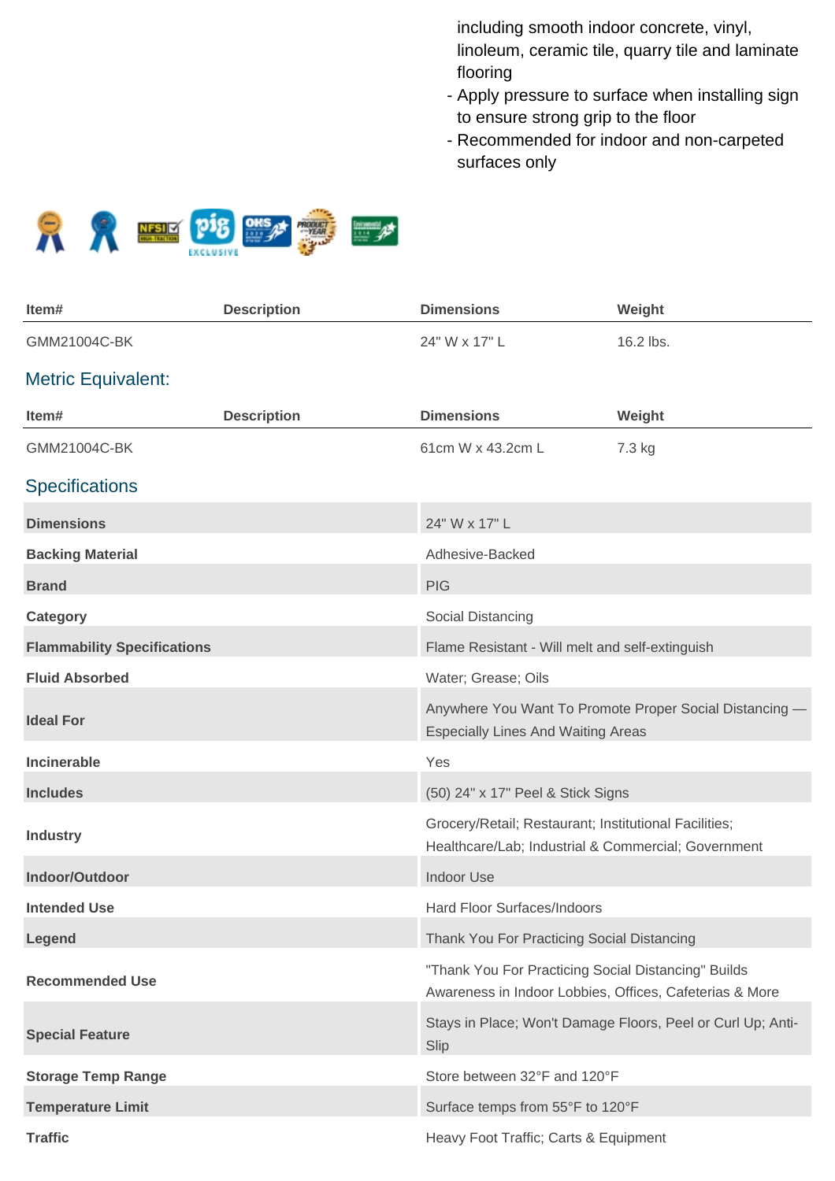including smooth indoor concrete, vinyl, linoleum, ceramic tile, quarry tile and laminate flooring
- Apply pressure to surface when installing sign to ensure strong grip to the floor
- Recommended for indoor and non-carpeted surfaces only

| Item# | Description | Dimensions | Weight |
|---|---|---|---|
| GMM21004C-BK | | 24" W x 17" L | 16.2 lbs. |

## Metric Equivalent:

| Item# | Description | Dimensions | Weight |
|---|---|---|---|
| GMM21004C-BK | | 61cm W x 43.2cm L | 7.3 kg |

## Specifications

| | |
|---|---|
| **Dimensions** | 24" W x 17" L |
| **Backing Material** | Adhesive-Backed |
| **Brand** | PIG |
| **Category** | Social Distancing |
| **Flammability Specifications** | Flame Resistant - Will melt and self-extinguish |
| **Fluid Absorbed** | Water; Grease; Oils |
| **Ideal For** | Anywhere You Want To Promote Proper Social Distancing — Especially Lines And Waiting Areas |
| **Incinerable** | Yes |
| **Includes** | (50) 24" x 17" Peel & Stick Signs |
| **Industry** | Grocery/Retail; Restaurant; Institutional Facilities; Healthcare/Lab; Industrial & Commercial; Government |
| **Indoor/Outdoor** | Indoor Use |
| **Intended Use** | Hard Floor Surfaces/Indoors |
| **Legend** | Thank You For Practicing Social Distancing |
| **Recommended Use** | "Thank You For Practicing Social Distancing" Builds Awareness in Indoor Lobbies, Offices, Cafeterias & More |
| **Special Feature** | Stays in Place; Won't Damage Floors, Peel or Curl Up; Anti-Slip |
| **Storage Temp Range** | Store between 32°F and 120°F |
| **Temperature Limit** | Surface temps from 55°F to 120°F |
| **Traffic** | Heavy Foot Traffic; Carts & Equipment |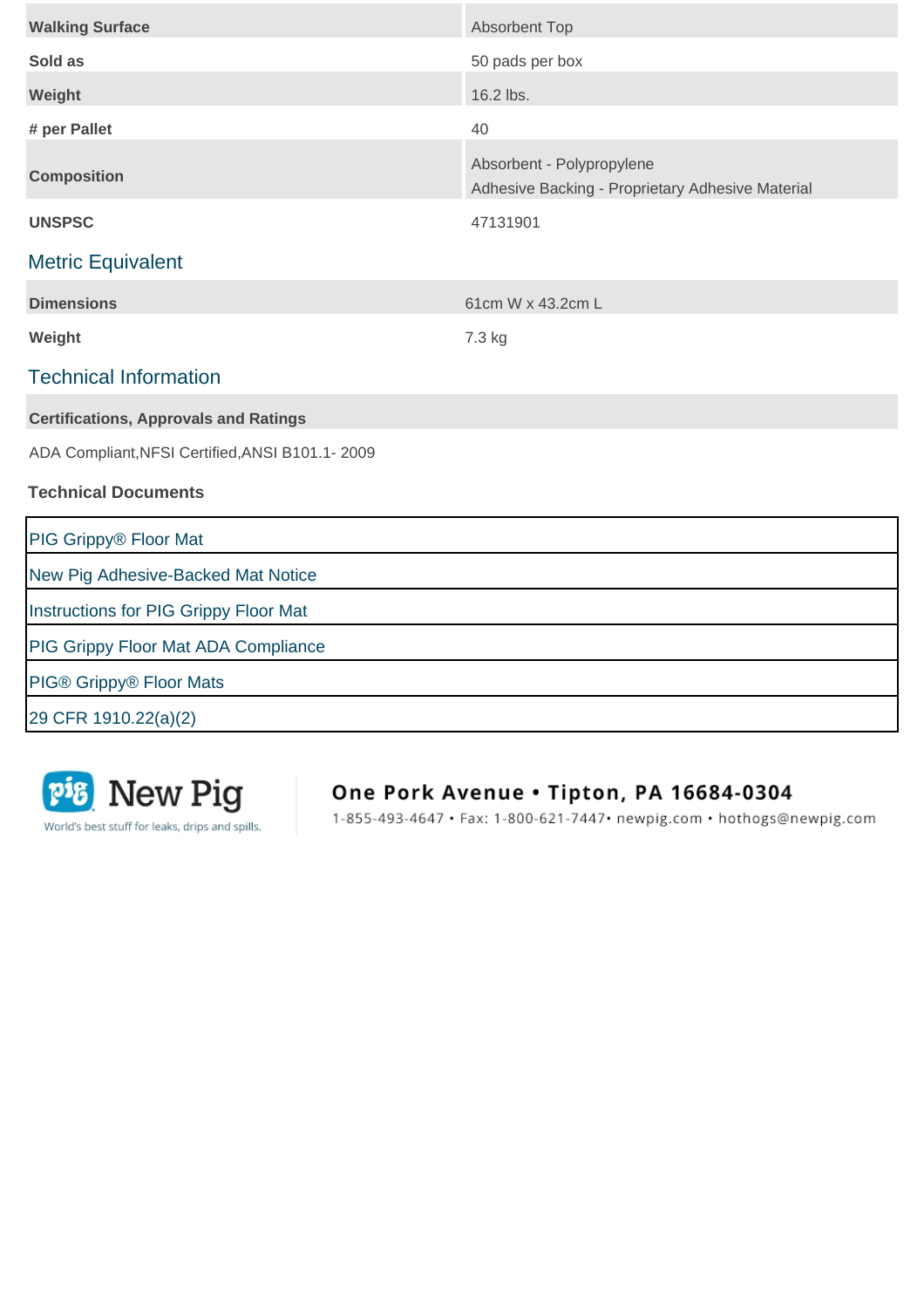| | |
|---|---|
| **Walking Surface** | Absorbent Top |
| **Sold as** | 50 pads per box |
| **Weight** | 16.2 lbs. |
| **# per Pallet** | 40 |
| **Composition** | Absorbent - Polypropylene<br>Adhesive Backing - Proprietary Adhesive Material |
| **UNSPSC** | 47131901 |

## Metric Equivalent

| | |
|---|---|
| **Dimensions** | 61cm W x 43.2cm L |
| **Weight** | 7.3 kg |

## Technical Information

**Certifications, Approvals and Ratings**

ADA Compliant,NFSI Certified,ANSI B101.1- 2009

**Technical Documents**

| |
|---|
| PIG Grippy® Floor Mat |
| New Pig Adhesive-Backed Mat Notice |
| Instructions for PIG Grippy Floor Mat |
| PIG Grippy Floor Mat ADA Compliance |
| PIG® Grippy® Floor Mats |
| 29 CFR 1910.22(a)(2) |

New Pig
World's best stuff for leaks, drips and spills.

**One Pork Avenue • Tipton, PA 16684-0304**
1-855-493-4647 • Fax: 1-800-621-7447• newpig.com • hothogs@newpig.com